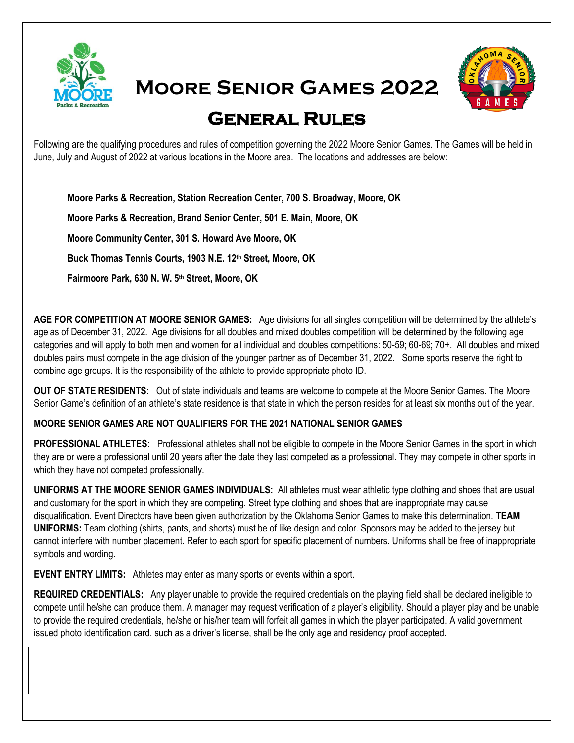# Moore Senior Games 2022

## General Rules

Following are the qualifying procedures and rules of competition governing the 2022 Moore Senior Games. The Games will be held in June, July and August of 2022 at various locations in the Moore area. The locations and addresses are below:

**Moore Parks & Recreation, Station Recreation Center, 700 S. Broadway, Moore, OK**

**Moore Parks & Recreation, Brand Senior Center, 501 E. Main, Moore, OK**

**Moore Community Center, 301 S. Howard Ave Moore, OK**

**Buck Thomas Tennis Courts, 1903 N.E. 12th Street, Moore, OK**

**Fairmoore Park, 630 N. W. 5th Street, Moore, OK**

**AGE FOR COMPETITION AT MOORE SENIOR GAMES:** Age divisions for all singles competition will be determined by the athlete's age as of December 31, 2022. Age divisions for all doubles and mixed doubles competition will be determined by the following age categories and will apply to both men and women for all individual and doubles competitions: 50-59; 60-69; 70+. All doubles and mixed doubles pairs must compete in the age division of the younger partner as of December 31, 2022. Some sports reserve the right to combine age groups. It is the responsibility of the athlete to provide appropriate photo ID.

**OUT OF STATE RESIDENTS:** Out of state individuals and teams are welcome to compete at the Moore Senior Games. The Moore Senior Game's definition of an athlete's state residence is that state in which the person resides for at least six months out of the year.

**MOORE SENIOR GAMES ARE NOT QUALIFIERS FOR THE 2021 NATIONAL SENIOR GAMES**

**PROFESSIONAL ATHLETES:** Professional athletes shall not be eligible to compete in the Moore Senior Games in the sport in which they are or were a professional until 20 years after the date they last competed as a professional. They may compete in other sports in which they have not competed professionally.

**UNIFORMS AT THE MOORE SENIOR GAMES INDIVIDUALS:** All athletes must wear athletic type clothing and shoes that are usual and customary for the sport in which they are competing. Street type clothing and shoes that are inappropriate may cause disqualification. Event Directors have been given authorization by the Oklahoma Senior Games to make this determination. **TEAM UNIFORMS:** Team clothing (shirts, pants, and shorts) must be of like design and color. Sponsors may be added to the jersey but cannot interfere with number placement. Refer to each sport for specific placement of numbers. Uniforms shall be free of inappropriate symbols and wording.

**EVENT ENTRY LIMITS:** Athletes may enter as many sports or events within a sport.

**REQUIRED CREDENTIALS:** Any player unable to provide the required credentials on the playing field shall be declared ineligible to compete until he/she can produce them. A manager may request verification of a player's eligibility. Should a player play and be unable to provide the required credentials, he/she or his/her team will forfeit all games in which the player participated. A valid government issued photo identification card, such as a driver's license, shall be the only age and residency proof accepted.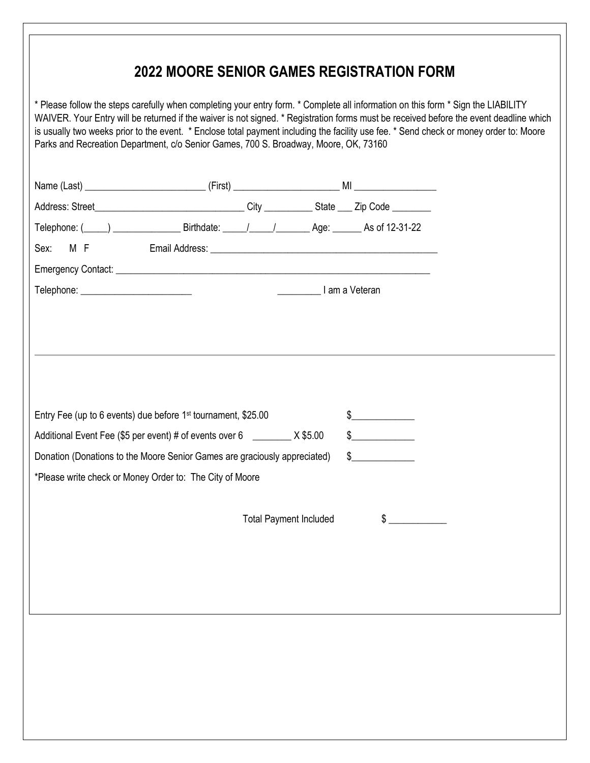# 2022 MOORE SENIOR GAMES REGISTRATION FORM

* Please follow the steps carefully when completing your entry form. * Complete all information on this form * Sign the LIABILITY WAIVER. Your Entry will be returned if the waiver is not signed. * Registration forms must be received before the event deadline which is usually two weeks prior to the event. * Enclose total payment including the facility use fee. * Send check or money order to: Moore Parks and Recreation Department, c/o Senior Games, 700 S. Broadway, Moore, OK, 73160

Name (Last) ________________________ (First) _____________________ MI ________________

Address: Street______________________________ City __________ State ___ Zip Code ________

Telephone: (_____) ______________ Birthdate: _____/_____/_______ Age: ______ As of 12-31-22

Sex: M F Email Address: _______________________________________________

Emergency Contact: _______________________________________________________________

Telephone: _______________________ _________ I am a Veteran

---

Entry Fee (up to 6 events) due before 1st tournament, $25.00 $_____________

Additional Event Fee ($5 per event) # of events over 6 ________ X $5.00 $_____________

Donation (Donations to the Moore Senior Games are graciously appreciated) $_____________

*Please write check or Money Order to: The City of Moore

Total Payment Included $ ____________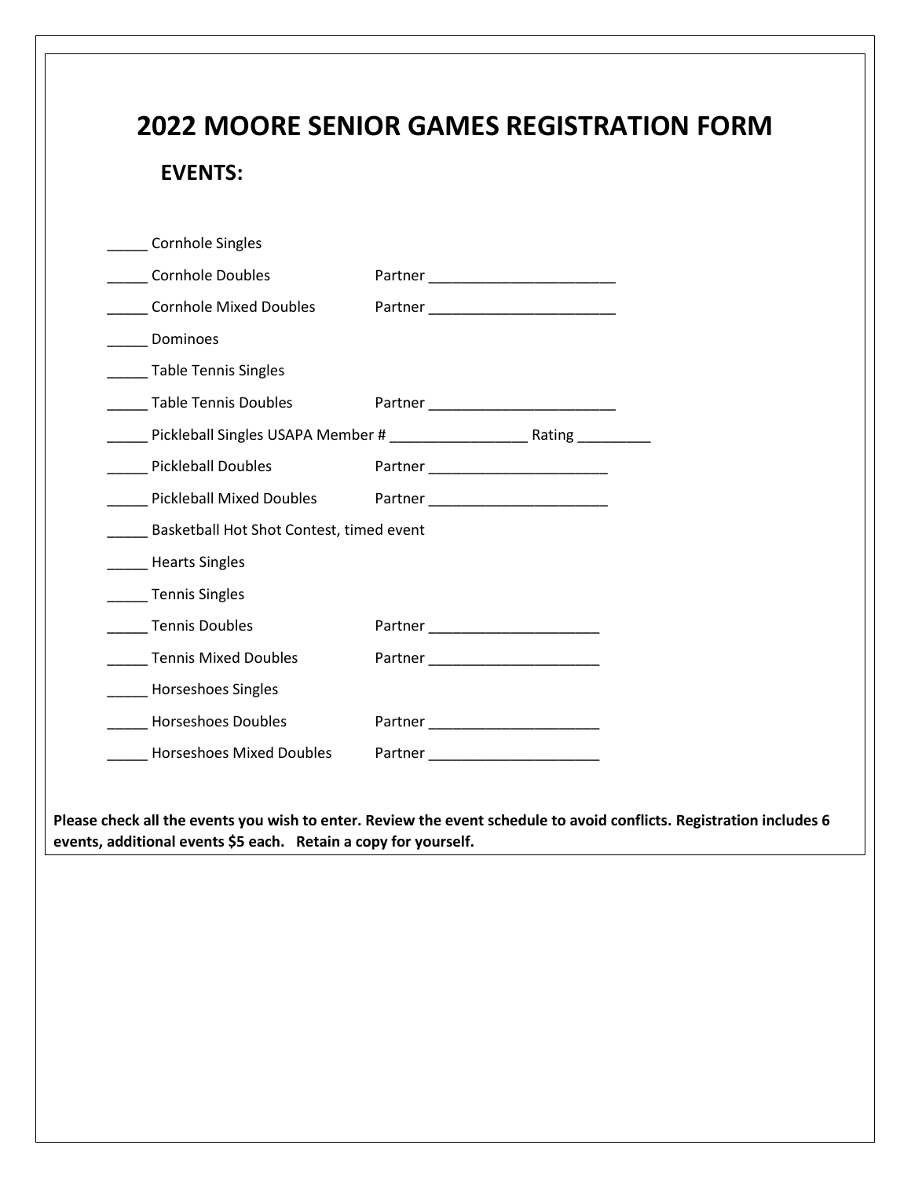# 2022 MOORE SENIOR GAMES REGISTRATION FORM

## EVENTS:

_____ Cornhole Singles

_____ Cornhole Doubles Partner _______________________

_____ Cornhole Mixed Doubles Partner _______________________

_____ Dominoes

_____ Table Tennis Singles

_____ Table Tennis Doubles Partner _______________________

_____ Pickleball Singles USAPA Member # _________________ Rating _________

_____ Pickleball Doubles Partner ______________________

_____ Pickleball Mixed Doubles Partner ______________________

_____ Basketball Hot Shot Contest, timed event

_____ Hearts Singles

_____ Tennis Singles

_____ Tennis Doubles Partner _____________________

_____ Tennis Mixed Doubles Partner _____________________

_____ Horseshoes Singles

_____ Horseshoes Doubles Partner _____________________

_____ Horseshoes Mixed Doubles Partner _____________________

**Please check all the events you wish to enter. Review the event schedule to avoid conflicts. Registration includes 6 events, additional events $5 each. Retain a copy for yourself.**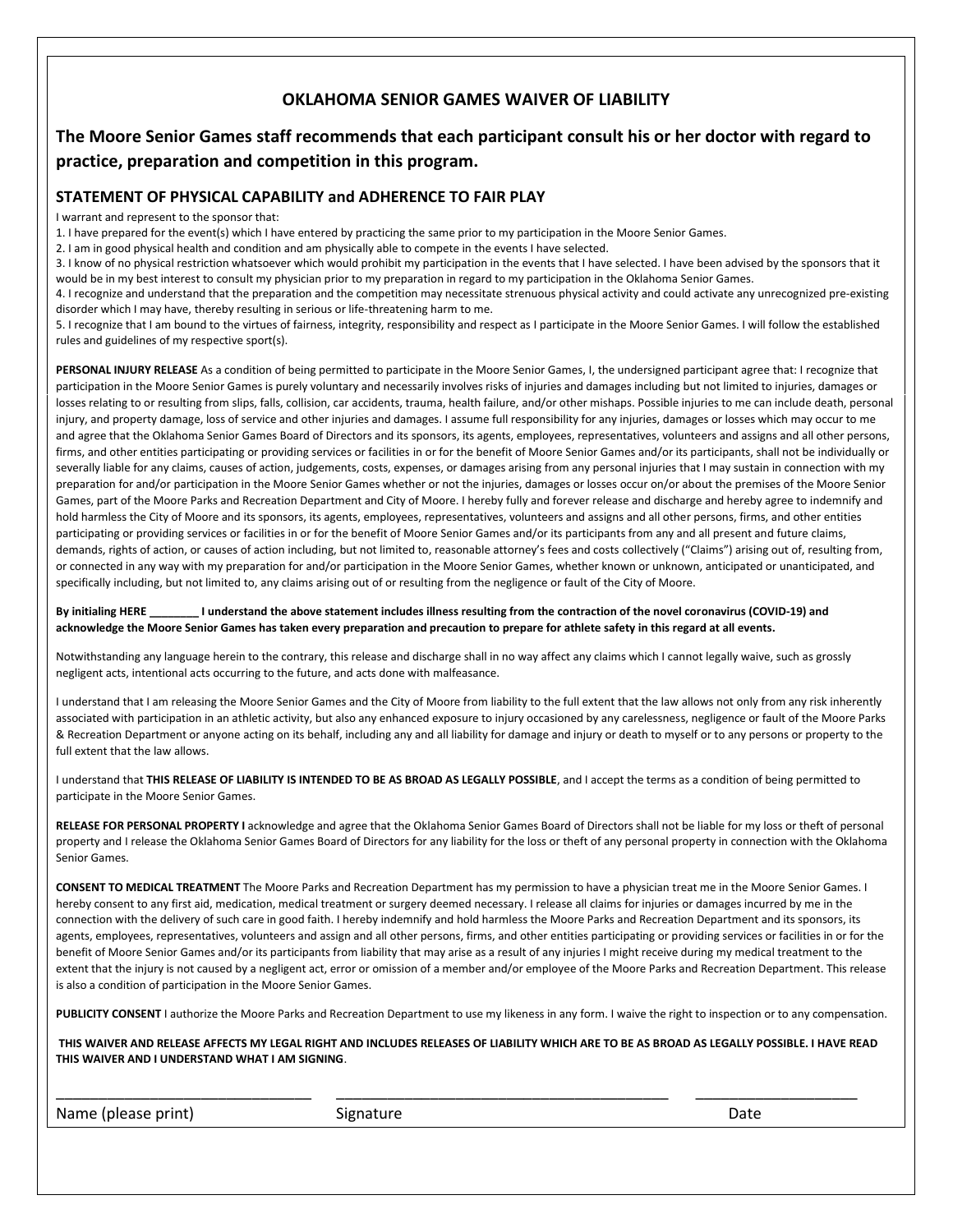## OKLAHOMA SENIOR GAMES WAIVER OF LIABILITY

### The Moore Senior Games staff recommends that each participant consult his or her doctor with regard to practice, preparation and competition in this program.

### STATEMENT OF PHYSICAL CAPABILITY and ADHERENCE TO FAIR PLAY

I warrant and represent to the sponsor that:

1. I have prepared for the event(s) which I have entered by practicing the same prior to my participation in the Moore Senior Games.
2. I am in good physical health and condition and am physically able to compete in the events I have selected.
3. I know of no physical restriction whatsoever which would prohibit my participation in the events that I have selected. I have been advised by the sponsors that it would be in my best interest to consult my physician prior to my preparation in regard to my participation in the Oklahoma Senior Games.
4. I recognize and understand that the preparation and the competition may necessitate strenuous physical activity and could activate any unrecognized pre-existing disorder which I may have, thereby resulting in serious or life-threatening harm to me.
5. I recognize that I am bound to the virtues of fairness, integrity, responsibility and respect as I participate in the Moore Senior Games. I will follow the established rules and guidelines of my respective sport(s).

**PERSONAL INJURY RELEASE** As a condition of being permitted to participate in the Moore Senior Games, I, the undersigned participant agree that: I recognize that participation in the Moore Senior Games is purely voluntary and necessarily involves risks of injuries and damages including but not limited to injuries, damages or losses relating to or resulting from slips, falls, collision, car accidents, trauma, health failure, and/or other mishaps. Possible injuries to me can include death, personal injury, and property damage, loss of service and other injuries and damages. I assume full responsibility for any injuries, damages or losses which may occur to me and agree that the Oklahoma Senior Games Board of Directors and its sponsors, its agents, employees, representatives, volunteers and assigns and all other persons, firms, and other entities participating or providing services or facilities in or for the benefit of Moore Senior Games and/or its participants, shall not be individually or severally liable for any claims, causes of action, judgements, costs, expenses, or damages arising from any personal injuries that I may sustain in connection with my preparation for and/or participation in the Moore Senior Games whether or not the injuries, damages or losses occur on/or about the premises of the Moore Senior Games, part of the Moore Parks and Recreation Department and City of Moore. I hereby fully and forever release and discharge and hereby agree to indemnify and hold harmless the City of Moore and its sponsors, its agents, employees, representatives, volunteers and assigns and all other persons, firms, and other entities participating or providing services or facilities in or for the benefit of Moore Senior Games and/or its participants from any and all present and future claims, demands, rights of action, or causes of action including, but not limited to, reasonable attorney's fees and costs collectively ("Claims") arising out of, resulting from, or connected in any way with my preparation for and/or participation in the Moore Senior Games, whether known or unknown, anticipated or unanticipated, and specifically including, but not limited to, any claims arising out of or resulting from the negligence or fault of the City of Moore.

**By initialing HERE ________ I understand the above statement includes illness resulting from the contraction of the novel coronavirus (COVID-19) and acknowledge the Moore Senior Games has taken every preparation and precaution to prepare for athlete safety in this regard at all events.**

Notwithstanding any language herein to the contrary, this release and discharge shall in no way affect any claims which I cannot legally waive, such as grossly negligent acts, intentional acts occurring to the future, and acts done with malfeasance.

I understand that I am releasing the Moore Senior Games and the City of Moore from liability to the full extent that the law allows not only from any risk inherently associated with participation in an athletic activity, but also any enhanced exposure to injury occasioned by any carelessness, negligence or fault of the Moore Parks & Recreation Department or anyone acting on its behalf, including any and all liability for damage and injury or death to myself or to any persons or property to the full extent that the law allows.

I understand that **THIS RELEASE OF LIABILITY IS INTENDED TO BE AS BROAD AS LEGALLY POSSIBLE**, and I accept the terms as a condition of being permitted to participate in the Moore Senior Games.

**RELEASE FOR PERSONAL PROPERTY I** acknowledge and agree that the Oklahoma Senior Games Board of Directors shall not be liable for my loss or theft of personal property and I release the Oklahoma Senior Games Board of Directors for any liability for the loss or theft of any personal property in connection with the Oklahoma Senior Games.

**CONSENT TO MEDICAL TREATMENT** The Moore Parks and Recreation Department has my permission to have a physician treat me in the Moore Senior Games. I hereby consent to any first aid, medication, medical treatment or surgery deemed necessary. I release all claims for injuries or damages incurred by me in the connection with the delivery of such care in good faith. I hereby indemnify and hold harmless the Moore Parks and Recreation Department and its sponsors, its agents, employees, representatives, volunteers and assign and all other persons, firms, and other entities participating or providing services or facilities in or for the benefit of Moore Senior Games and/or its participants from liability that may arise as a result of any injuries I might receive during my medical treatment to the extent that the injury is not caused by a negligent act, error or omission of a member and/or employee of the Moore Parks and Recreation Department. This release is also a condition of participation in the Moore Senior Games.

**PUBLICITY CONSENT** I authorize the Moore Parks and Recreation Department to use my likeness in any form. I waive the right to inspection or to any compensation.

**THIS WAIVER AND RELEASE AFFECTS MY LEGAL RIGHT AND INCLUDES RELEASES OF LIABILITY WHICH ARE TO BE AS BROAD AS LEGALLY POSSIBLE. I HAVE READ THIS WAIVER AND I UNDERSTAND WHAT I AM SIGNING**.

________________________________ ________________________________________ ____________________

Name (please print) Signature Date